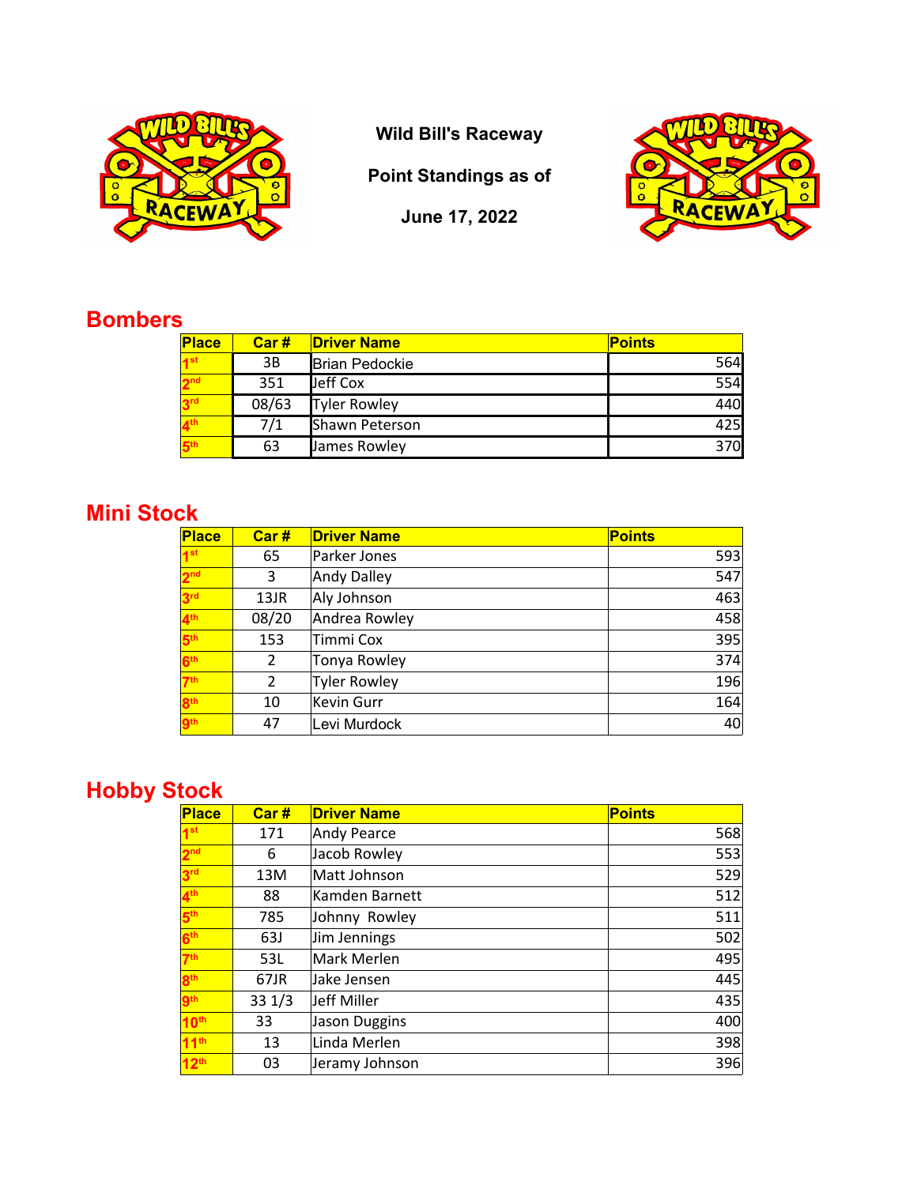# Wild Bill's Raceway

**Point Standings as of**

**June 17, 2022**

## Bombers

| Place | Car # | Driver Name | Points |
| --- | --- | --- | --- |
| 1st | 3B | Brian Pedockie | 564 |
| 2nd | 351 | Jeff Cox | 554 |
| 3rd | 08/63 | Tyler Rowley | 440 |
| 4th | 7/1 | Shawn Peterson | 425 |
| 5th | 63 | James Rowley | 370 |

## Mini Stock

| Place | Car # | Driver Name | Points |
| --- | --- | --- | --- |
| 1st | 65 | Parker Jones | 593 |
| 2nd | 3 | Andy Dalley | 547 |
| 3rd | 13JR | Aly Johnson | 463 |
| 4th | 08/20 | Andrea Rowley | 458 |
| 5th | 153 | Timmi Cox | 395 |
| 6th | 2 | Tonya Rowley | 374 |
| 7th | 2 | Tyler Rowley | 196 |
| 8th | 10 | Kevin Gurr | 164 |
| 9th | 47 | Levi Murdock | 40 |

## Hobby Stock

| Place | Car # | Driver Name | Points |
| --- | --- | --- | --- |
| 1st | 171 | Andy Pearce | 568 |
| 2nd | 6 | Jacob Rowley | 553 |
| 3rd | 13M | Matt Johnson | 529 |
| 4th | 88 | Kamden Barnett | 512 |
| 5th | 785 | Johnny Rowley | 511 |
| 6th | 63J | Jim Jennings | 502 |
| 7th | 53L | Mark Merlen | 495 |
| 8th | 67JR | Jake Jensen | 445 |
| 9th | 33 1/3 | Jeff Miller | 435 |
| 10th | 33 | Jason Duggins | 400 |
| 11th | 13 | Linda Merlen | 398 |
| 12th | 03 | Jeramy Johnson | 396 |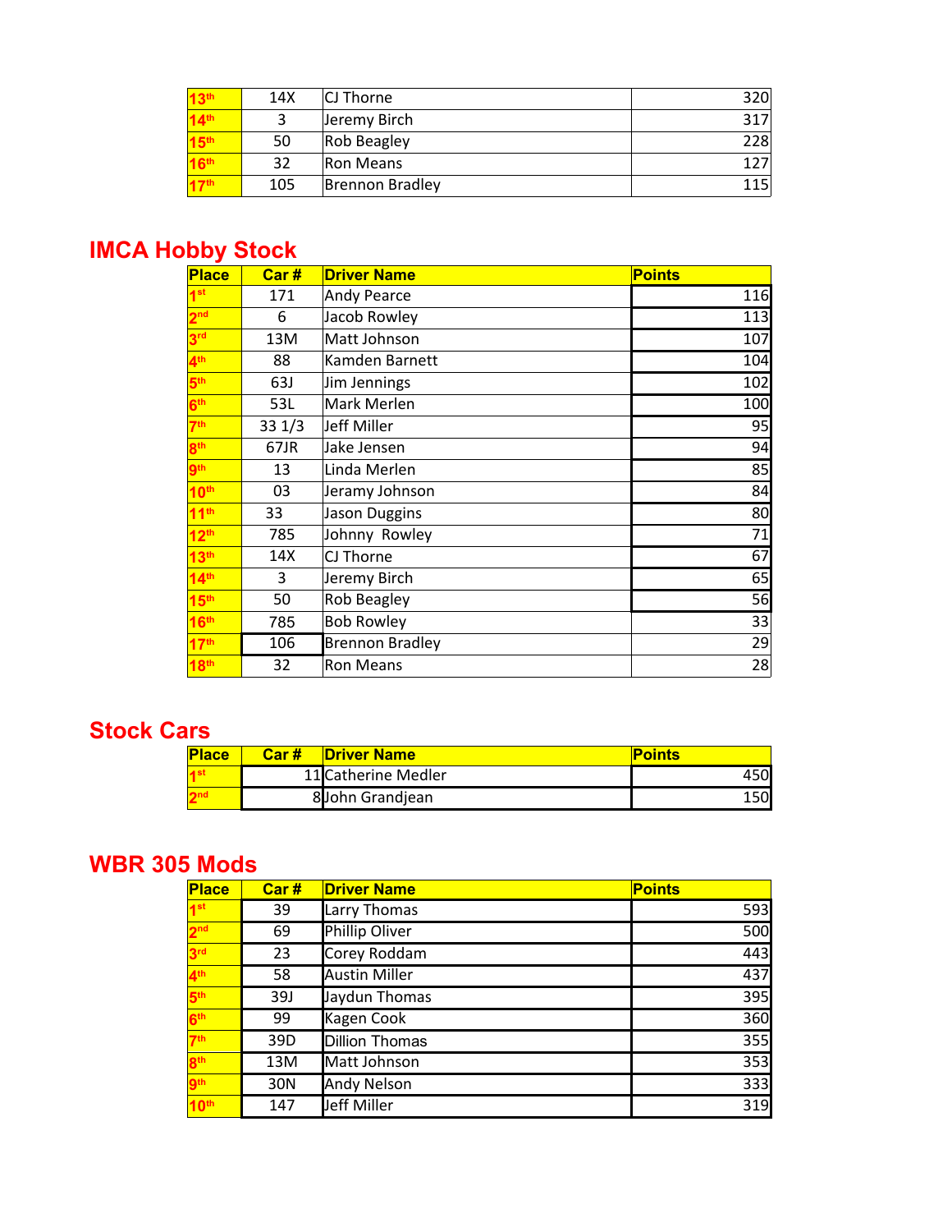| Place | Car # | Driver Name | Points |
| --- | --- | --- | --- |
| 13th | 14X | CJ Thorne | 320 |
| 14th | 3 | Jeremy Birch | 317 |
| 15th | 50 | Rob Beagley | 228 |
| 16th | 32 | Ron Means | 127 |
| 17th | 105 | Brennon Bradley | 115 |

## IMCA Hobby Stock

| Place | Car # | Driver Name | Points |
| --- | --- | --- | --- |
| 1st | 171 | Andy Pearce | 116 |
| 2nd | 6 | Jacob Rowley | 113 |
| 3rd | 13M | Matt Johnson | 107 |
| 4th | 88 | Kamden Barnett | 104 |
| 5th | 63J | Jim Jennings | 102 |
| 6th | 53L | Mark Merlen | 100 |
| 7th | 33 1/3 | Jeff Miller | 95 |
| 8th | 67JR | Jake Jensen | 94 |
| 9th | 13 | Linda Merlen | 85 |
| 10th | 03 | Jeramy Johnson | 84 |
| 11th | 33 | Jason Duggins | 80 |
| 12th | 785 | Johnny Rowley | 71 |
| 13th | 14X | CJ Thorne | 67 |
| 14th | 3 | Jeremy Birch | 65 |
| 15th | 50 | Rob Beagley | 56 |
| 16th | 785 | Bob Rowley | 33 |
| 17th | 106 | Brennon Bradley | 29 |
| 18th | 32 | Ron Means | 28 |

## Stock Cars

| Place | Car # | Driver Name | Points |
| --- | --- | --- | --- |
| 1st | 11 | Catherine Medler | 450 |
| 2nd | 8 | John Grandjean | 150 |

## WBR 305 Mods

| Place | Car # | Driver Name | Points |
| --- | --- | --- | --- |
| 1st | 39 | Larry Thomas | 593 |
| 2nd | 69 | Phillip Oliver | 500 |
| 3rd | 23 | Corey Roddam | 443 |
| 4th | 58 | Austin Miller | 437 |
| 5th | 39J | Jaydun Thomas | 395 |
| 6th | 99 | Kagen Cook | 360 |
| 7th | 39D | Dillion Thomas | 355 |
| 8th | 13M | Matt Johnson | 353 |
| 9th | 30N | Andy Nelson | 333 |
| 10th | 147 | Jeff Miller | 319 |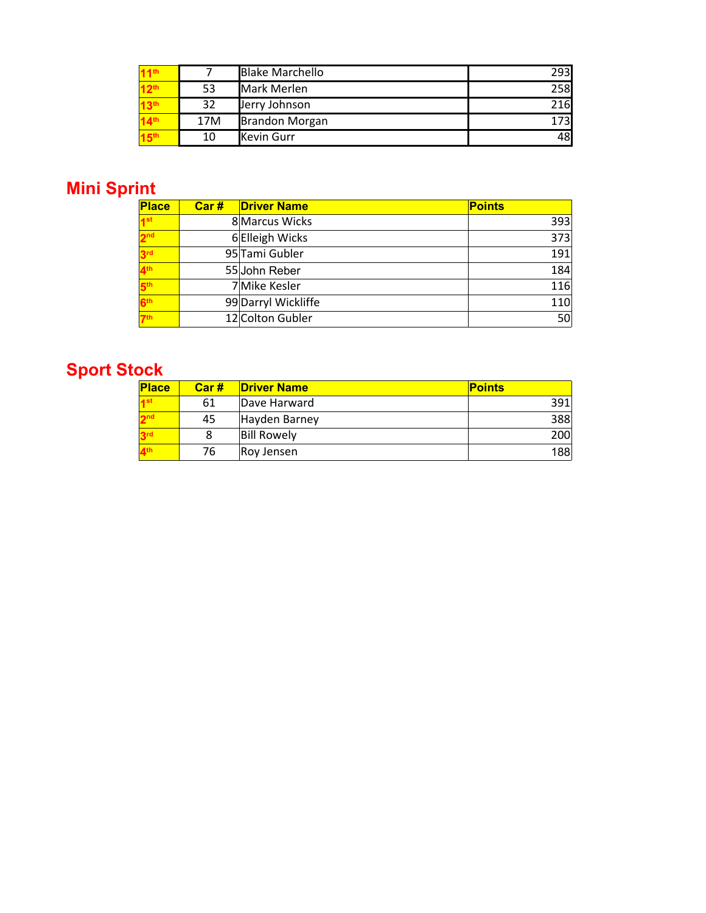| | | | |
|---|---|---|---|
| 11th | 7 | Blake Marchello | 293 |
| 12th | 53 | Mark Merlen | 258 |
| 13th | 32 | Jerry Johnson | 216 |
| 14th | 17M | Brandon Morgan | 173 |
| 15th | 10 | Kevin Gurr | 48 |

## Mini Sprint

| Place | Car # | Driver Name | Points |
|---|---|---|---|
| 1st | 8 | Marcus Wicks | 393 |
| 2nd | 6 | Elleigh Wicks | 373 |
| 3rd | 95 | Tami Gubler | 191 |
| 4th | 55 | John Reber | 184 |
| 5th | 7 | Mike Kesler | 116 |
| 6th | 99 | Darryl Wickliffe | 110 |
| 7th | 12 | Colton Gubler | 50 |

## Sport Stock

| Place | Car # | Driver Name | Points |
|---|---|---|---|
| 1st | 61 | Dave Harward | 391 |
| 2nd | 45 | Hayden Barney | 388 |
| 3rd | 8 | Bill Rowely | 200 |
| 4th | 76 | Roy Jensen | 188 |